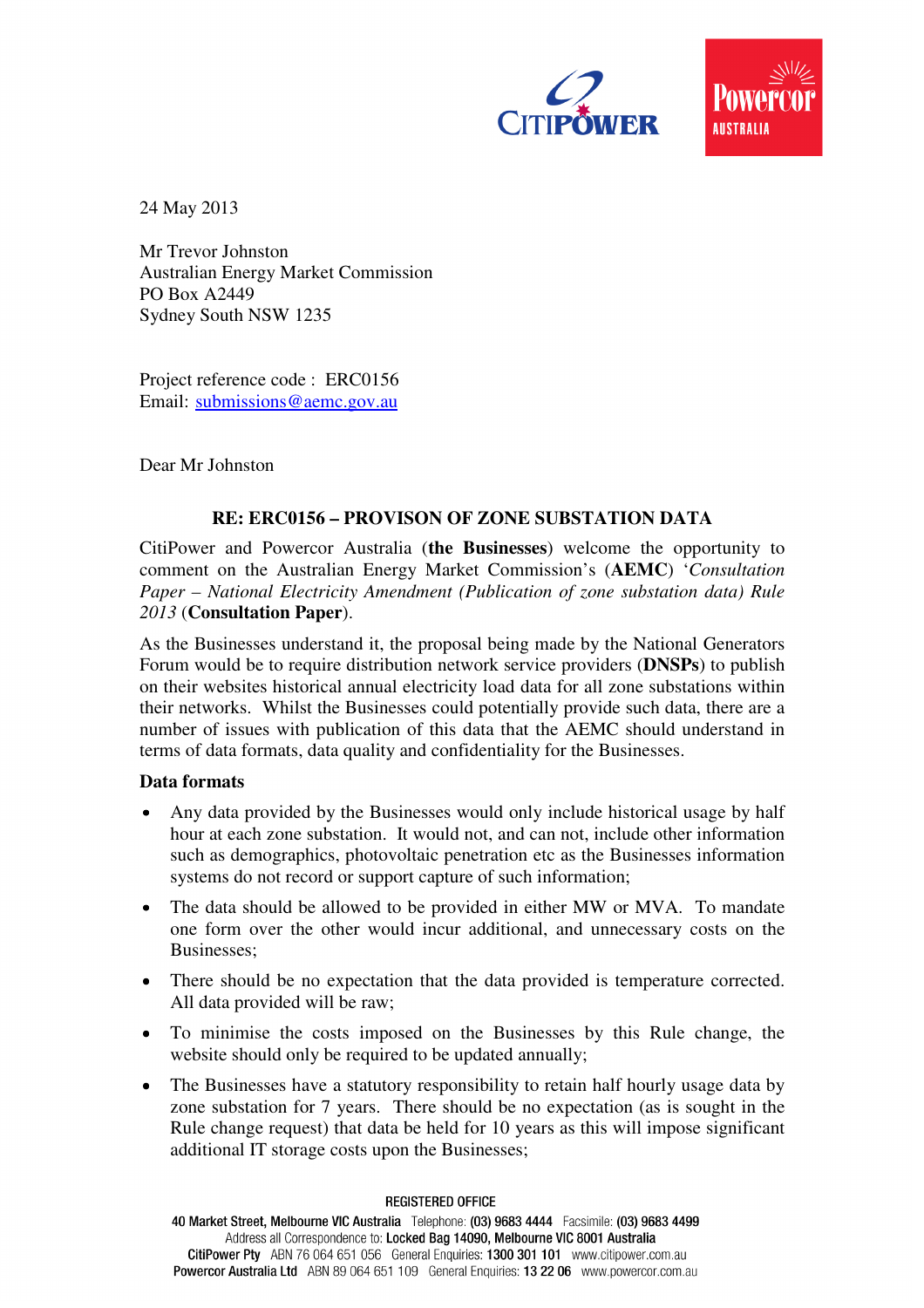24 May 2013

Mr Trevor Johnston
Australian Energy Market Commission
PO Box A2449
Sydney South NSW 1235

Project reference code : ERC0156
Email: submissions@aemc.gov.au

Dear Mr Johnston

**RE: ERC0156 – PROVISON OF ZONE SUBSTATION DATA**

CitiPower and Powercor Australia (**the Businesses**) welcome the opportunity to comment on the Australian Energy Market Commission's (**AEMC**) '*Consultation Paper – National Electricity Amendment (Publication of zone substation data) Rule 2013* (**Consultation Paper**).

As the Businesses understand it, the proposal being made by the National Generators Forum would be to require distribution network service providers (**DNSPs**) to publish on their websites historical annual electricity load data for all zone substations within their networks. Whilst the Businesses could potentially provide such data, there are a number of issues with publication of this data that the AEMC should understand in terms of data formats, data quality and confidentiality for the Businesses.

**Data formats**

- Any data provided by the Businesses would only include historical usage by half hour at each zone substation. It would not, and can not, include other information such as demographics, photovoltaic penetration etc as the Businesses information systems do not record or support capture of such information;
- The data should be allowed to be provided in either MW or MVA. To mandate one form over the other would incur additional, and unnecessary costs on the Businesses;
- There should be no expectation that the data provided is temperature corrected. All data provided will be raw;
- To minimise the costs imposed on the Businesses by this Rule change, the website should only be required to be updated annually;
- The Businesses have a statutory responsibility to retain half hourly usage data by zone substation for 7 years. There should be no expectation (as is sought in the Rule change request) that data be held for 10 years as this will impose significant additional IT storage costs upon the Businesses;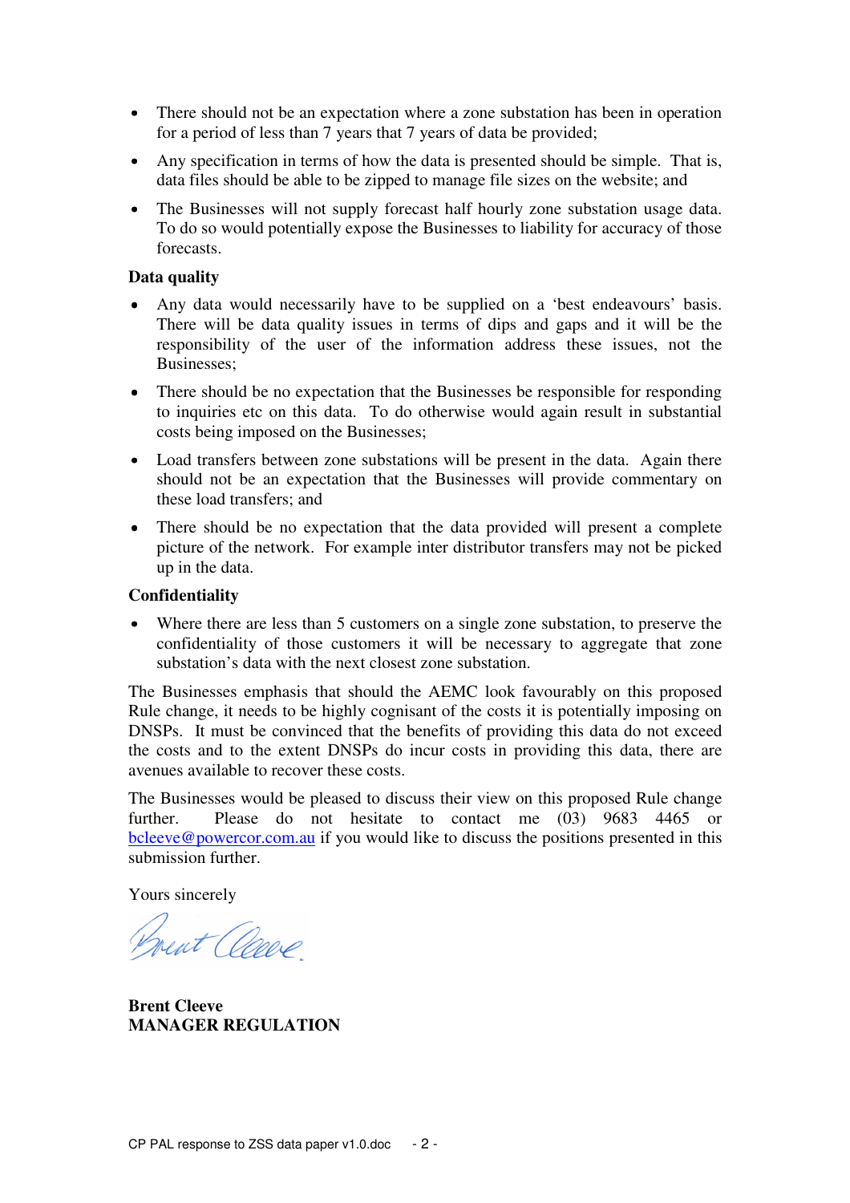- There should not be an expectation where a zone substation has been in operation for a period of less than 7 years that 7 years of data be provided;
- Any specification in terms of how the data is presented should be simple. That is, data files should be able to be zipped to manage file sizes on the website; and
- The Businesses will not supply forecast half hourly zone substation usage data. To do so would potentially expose the Businesses to liability for accuracy of those forecasts.

**Data quality**

- Any data would necessarily have to be supplied on a 'best endeavours' basis. There will be data quality issues in terms of dips and gaps and it will be the responsibility of the user of the information address these issues, not the Businesses;
- There should be no expectation that the Businesses be responsible for responding to inquiries etc on this data. To do otherwise would again result in substantial costs being imposed on the Businesses;
- Load transfers between zone substations will be present in the data. Again there should not be an expectation that the Businesses will provide commentary on these load transfers; and
- There should be no expectation that the data provided will present a complete picture of the network. For example inter distributor transfers may not be picked up in the data.

**Confidentiality**

- Where there are less than 5 customers on a single zone substation, to preserve the confidentiality of those customers it will be necessary to aggregate that zone substation's data with the next closest zone substation.

The Businesses emphasis that should the AEMC look favourably on this proposed Rule change, it needs to be highly cognisant of the costs it is potentially imposing on DNSPs. It must be convinced that the benefits of providing this data do not exceed the costs and to the extent DNSPs do incur costs in providing this data, there are avenues available to recover these costs.

The Businesses would be pleased to discuss their view on this proposed Rule change further. Please do not hesitate to contact me (03) 9683 4465 or bcleeve@powercor.com.au if you would like to discuss the positions presented in this submission further.

Yours sincerely

**Brent Cleeve**
**MANAGER REGULATION**